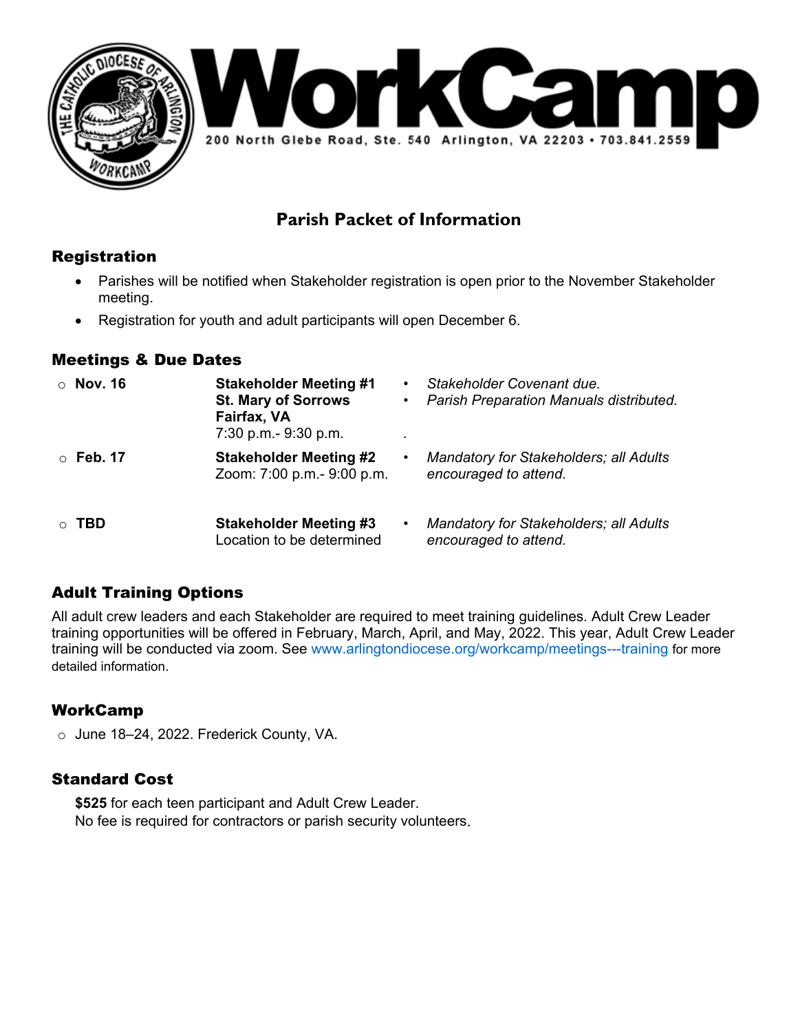# WorkCamp

200 North Glebe Road, Ste. 540 Arlington, VA 22203 • 703.841.2559

## Parish Packet of Information

### Registration

- Parishes will be notified when Stakeholder registration is open prior to the November Stakeholder meeting.
- Registration for youth and adult participants will open December 6.

### Meetings & Due Dates

| Date | Meeting | Notes |
|---|---|---|
| **Nov. 16** | **Stakeholder Meeting #1**<br>**St. Mary of Sorrows**<br>**Fairfax, VA**<br>7:30 p.m.- 9:30 p.m. | • *Stakeholder Covenant due.*<br>• *Parish Preparation Manuals distributed.* |
| **Feb. 17** | **Stakeholder Meeting #2**<br>Zoom: 7:00 p.m.- 9:00 p.m. | • *Mandatory for Stakeholders; all Adults encouraged to attend.* |
| **TBD** | **Stakeholder Meeting #3**<br>Location to be determined | • *Mandatory for Stakeholders; all Adults encouraged to attend.* |

### Adult Training Options

All adult crew leaders and each Stakeholder are required to meet training guidelines. Adult Crew Leader training opportunities will be offered in February, March, April, and May, 2022. This year, Adult Crew Leader training will be conducted via zoom. See www.arlingtondiocese.org/workcamp/meetings---training for more detailed information.

### WorkCamp

- June 18–24, 2022. Frederick County, VA.

### Standard Cost

**$525** for each teen participant and Adult Crew Leader.
No fee is required for contractors or parish security volunteers.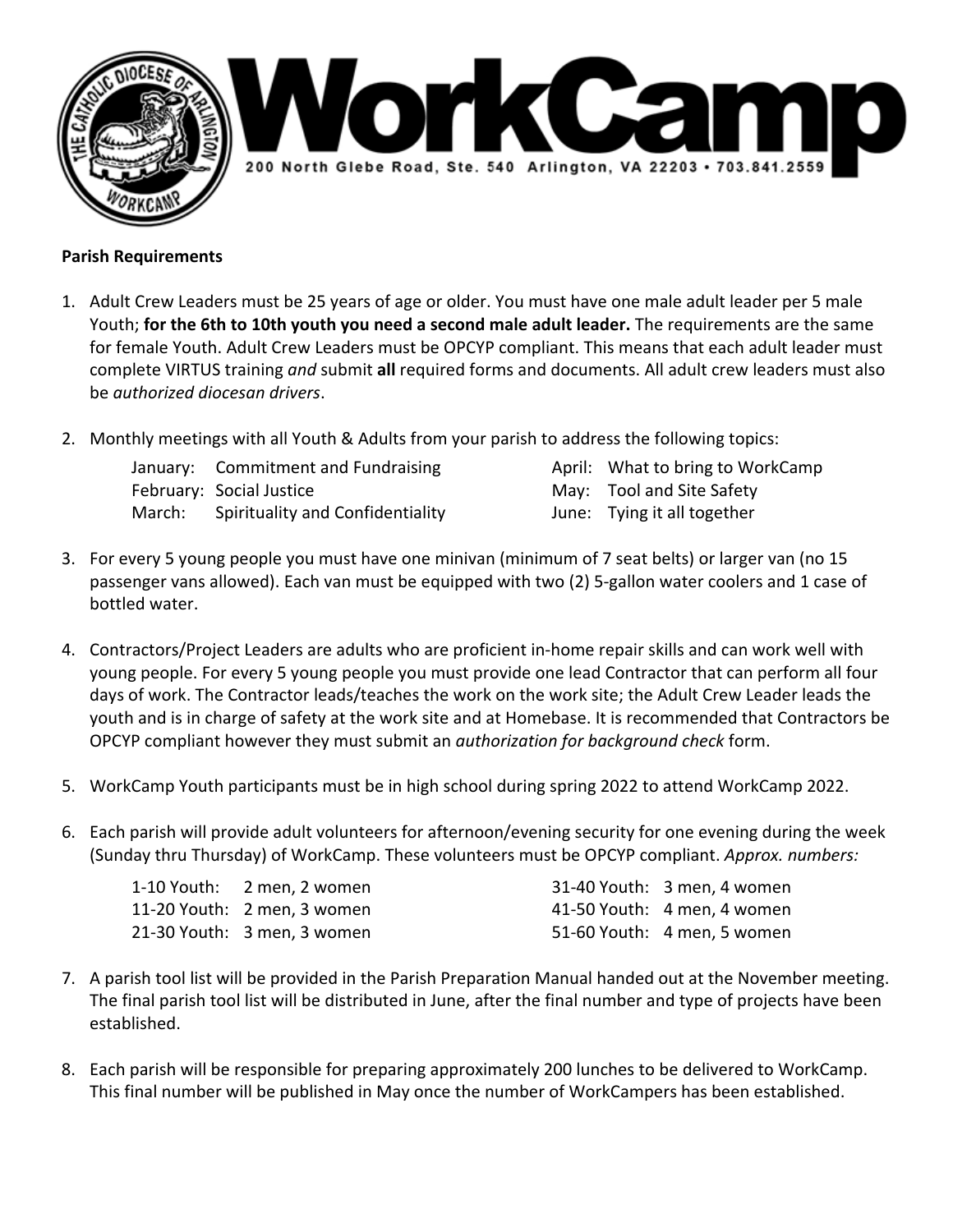# WorkCamp

200 North Glebe Road, Ste. 540 Arlington, VA 22203 • 703.841.2559

**Parish Requirements**

1. Adult Crew Leaders must be 25 years of age or older. You must have one male adult leader per 5 male Youth; **for the 6th to 10th youth you need a second male adult leader.** The requirements are the same for female Youth. Adult Crew Leaders must be OPCYP compliant. This means that each adult leader must complete VIRTUS training *and* submit **all** required forms and documents. All adult crew leaders must also be *authorized diocesan drivers*.

2. Monthly meetings with all Youth & Adults from your parish to address the following topics:

   | | | | |
   |---|---|---|---|
   | January: | Commitment and Fundraising | April: | What to bring to WorkCamp |
   | February: | Social Justice | May: | Tool and Site Safety |
   | March: | Spirituality and Confidentiality | June: | Tying it all together |

3. For every 5 young people you must have one minivan (minimum of 7 seat belts) or larger van (no 15 passenger vans allowed). Each van must be equipped with two (2) 5-gallon water coolers and 1 case of bottled water.

4. Contractors/Project Leaders are adults who are proficient in-home repair skills and can work well with young people. For every 5 young people you must provide one lead Contractor that can perform all four days of work. The Contractor leads/teaches the work on the work site; the Adult Crew Leader leads the youth and is in charge of safety at the work site and at Homebase. It is recommended that Contractors be OPCYP compliant however they must submit an *authorization for background check* form.

5. WorkCamp Youth participants must be in high school during spring 2022 to attend WorkCamp 2022.

6. Each parish will provide adult volunteers for afternoon/evening security for one evening during the week (Sunday thru Thursday) of WorkCamp. These volunteers must be OPCYP compliant. *Approx. numbers:*

   | | | | |
   |---|---|---|---|
   | 1-10 Youth: | 2 men, 2 women | 31-40 Youth: | 3 men, 4 women |
   | 11-20 Youth: | 2 men, 3 women | 41-50 Youth: | 4 men, 4 women |
   | 21-30 Youth: | 3 men, 3 women | 51-60 Youth: | 4 men, 5 women |

7. A parish tool list will be provided in the Parish Preparation Manual handed out at the November meeting. The final parish tool list will be distributed in June, after the final number and type of projects have been established.

8. Each parish will be responsible for preparing approximately 200 lunches to be delivered to WorkCamp. This final number will be published in May once the number of WorkCampers has been established.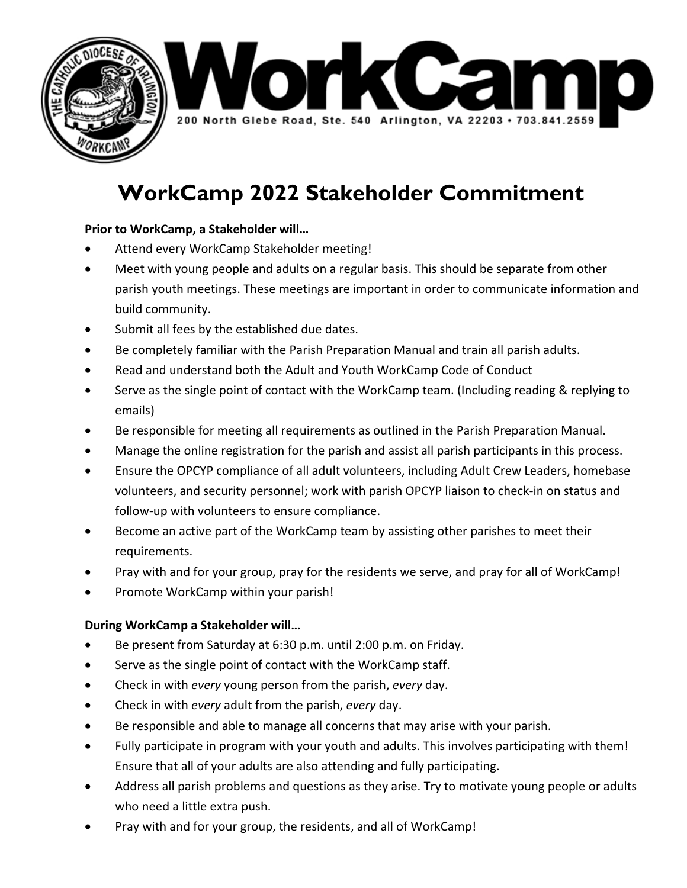**WorkCamp**

200 North Glebe Road, Ste. 540 Arlington, VA 22203 • 703.841.2559

# WorkCamp 2022 Stakeholder Commitment

**Prior to WorkCamp, a Stakeholder will…**

- Attend every WorkCamp Stakeholder meeting!
- Meet with young people and adults on a regular basis. This should be separate from other parish youth meetings. These meetings are important in order to communicate information and build community.
- Submit all fees by the established due dates.
- Be completely familiar with the Parish Preparation Manual and train all parish adults.
- Read and understand both the Adult and Youth WorkCamp Code of Conduct
- Serve as the single point of contact with the WorkCamp team. (Including reading & replying to emails)
- Be responsible for meeting all requirements as outlined in the Parish Preparation Manual.
- Manage the online registration for the parish and assist all parish participants in this process.
- Ensure the OPCYP compliance of all adult volunteers, including Adult Crew Leaders, homebase volunteers, and security personnel; work with parish OPCYP liaison to check-in on status and follow-up with volunteers to ensure compliance.
- Become an active part of the WorkCamp team by assisting other parishes to meet their requirements.
- Pray with and for your group, pray for the residents we serve, and pray for all of WorkCamp!
- Promote WorkCamp within your parish!

**During WorkCamp a Stakeholder will…**

- Be present from Saturday at 6:30 p.m. until 2:00 p.m. on Friday.
- Serve as the single point of contact with the WorkCamp staff.
- Check in with *every* young person from the parish, *every* day.
- Check in with *every* adult from the parish, *every* day.
- Be responsible and able to manage all concerns that may arise with your parish.
- Fully participate in program with your youth and adults. This involves participating with them! Ensure that all of your adults are also attending and fully participating.
- Address all parish problems and questions as they arise. Try to motivate young people or adults who need a little extra push.
- Pray with and for your group, the residents, and all of WorkCamp!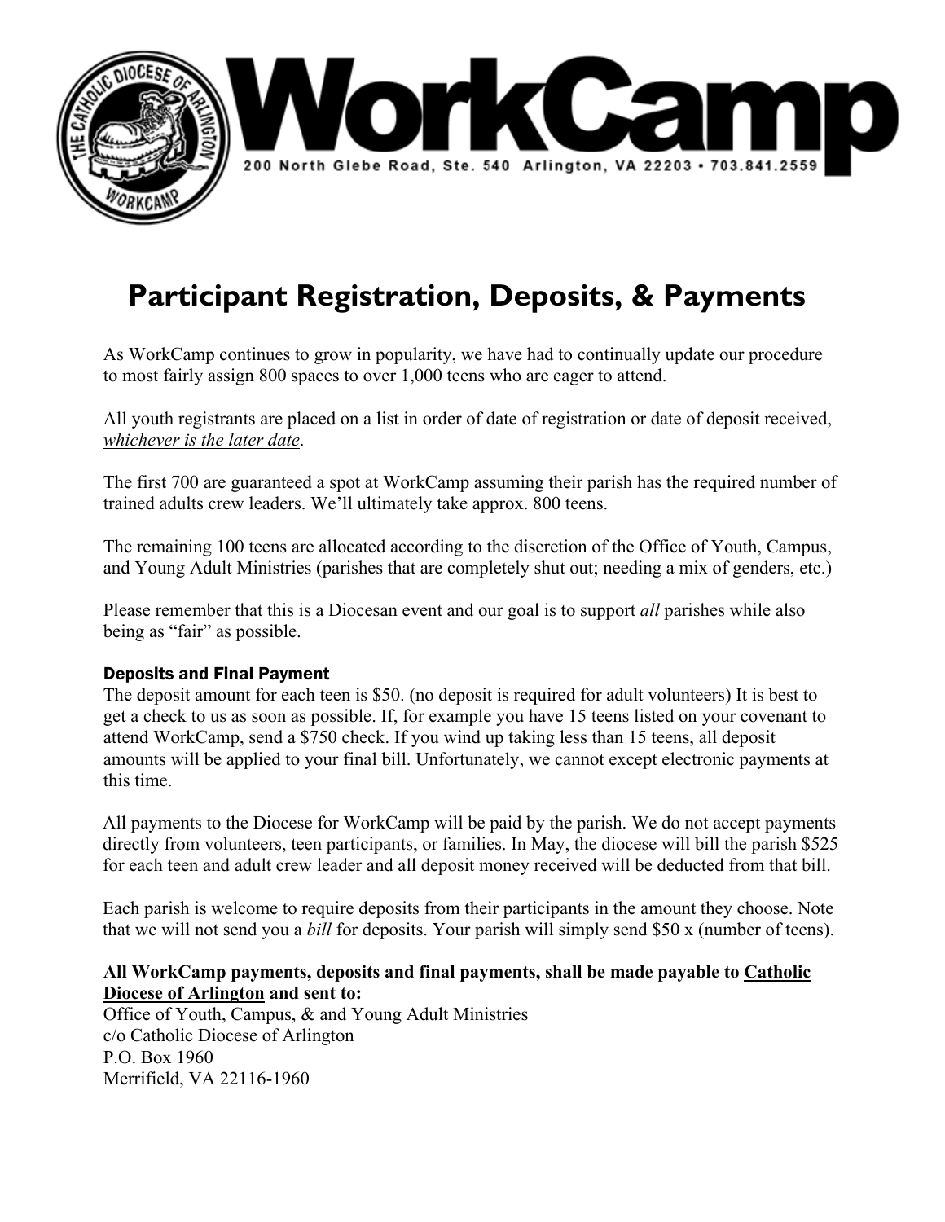# WorkCamp

200 North Glebe Road, Ste. 540 Arlington, VA 22203 • 703.841.2559

## Participant Registration, Deposits, & Payments

As WorkCamp continues to grow in popularity, we have had to continually update our procedure to most fairly assign 800 spaces to over 1,000 teens who are eager to attend.

All youth registrants are placed on a list in order of date of registration or date of deposit received, *whichever is the later date*.

The first 700 are guaranteed a spot at WorkCamp assuming their parish has the required number of trained adults crew leaders. We'll ultimately take approx. 800 teens.

The remaining 100 teens are allocated according to the discretion of the Office of Youth, Campus, and Young Adult Ministries (parishes that are completely shut out; needing a mix of genders, etc.)

Please remember that this is a Diocesan event and our goal is to support *all* parishes while also being as "fair" as possible.

### Deposits and Final Payment

The deposit amount for each teen is $50. (no deposit is required for adult volunteers) It is best to get a check to us as soon as possible. If, for example you have 15 teens listed on your covenant to attend WorkCamp, send a $750 check. If you wind up taking less than 15 teens, all deposit amounts will be applied to your final bill. Unfortunately, we cannot except electronic payments at this time.

All payments to the Diocese for WorkCamp will be paid by the parish. We do not accept payments directly from volunteers, teen participants, or families. In May, the diocese will bill the parish $525 for each teen and adult crew leader and all deposit money received will be deducted from that bill.

Each parish is welcome to require deposits from their participants in the amount they choose. Note that we will not send you a *bill* for deposits. Your parish will simply send $50 x (number of teens).

**All WorkCamp payments, deposits and final payments, shall be made payable to Catholic Diocese of Arlington and sent to:**

Office of Youth, Campus, & and Young Adult Ministries
c/o Catholic Diocese of Arlington
P.O. Box 1960
Merrifield, VA 22116-1960